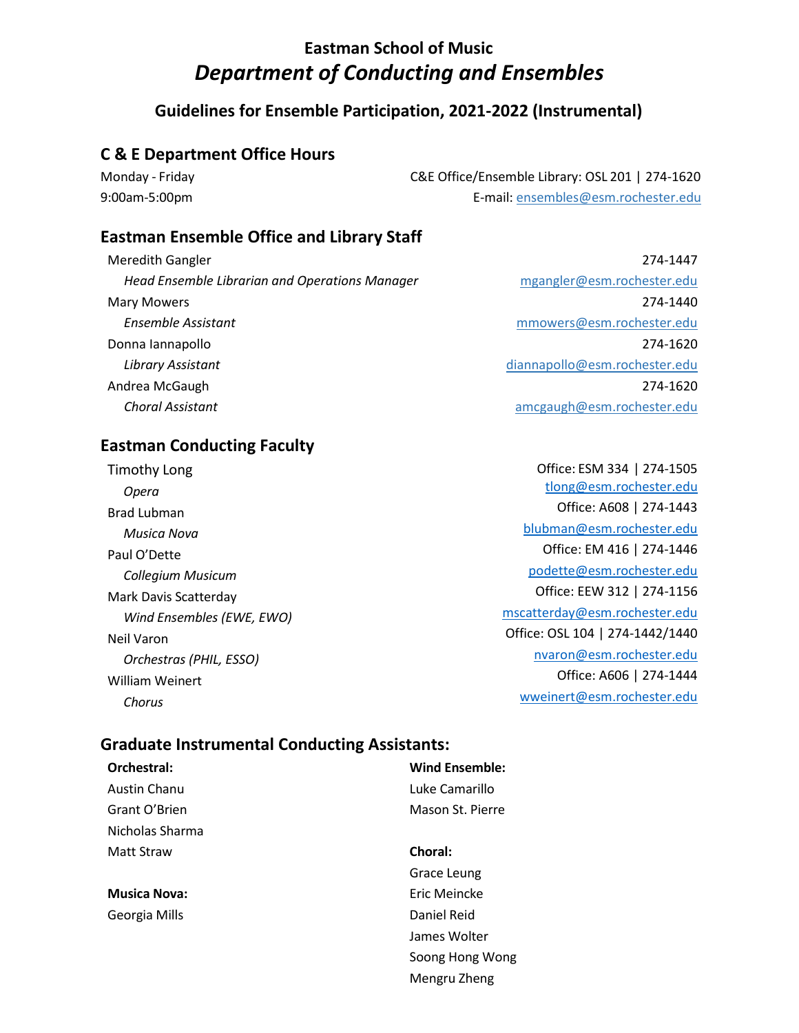# Eastman School of Music
## *Department of Conducting and Ensembles*

### Guidelines for Ensemble Participation, 2021-2022 (Instrumental)

## C & E Department Office Hours

Monday - Friday
9:00am-5:00pm

C&E Office/Ensemble Library: OSL 201 | 274-1620
E-mail: ensembles@esm.rochester.edu

## Eastman Ensemble Office and Library Staff

Meredith Gangler — 274-1447
*Head Ensemble Librarian and Operations Manager* — mgangler@esm.rochester.edu

Mary Mowers — 274-1440
*Ensemble Assistant* — mmowers@esm.rochester.edu

Donna Iannapollo — 274-1620
*Library Assistant* — diannapollo@esm.rochester.edu

Andrea McGaugh — 274-1620
*Choral Assistant* — amcgaugh@esm.rochester.edu

## Eastman Conducting Faculty

Timothy Long — Office: ESM 334 | 274-1505
*Opera* — tlong@esm.rochester.edu

Brad Lubman — Office: A608 | 274-1443
*Musica Nova* — blubman@esm.rochester.edu

Paul O'Dette — Office: EM 416 | 274-1446
*Collegium Musicum* — podette@esm.rochester.edu

Mark Davis Scatterday — Office: EEW 312 | 274-1156
*Wind Ensembles (EWE, EWO)* — mscatterday@esm.rochester.edu

Neil Varon — Office: OSL 104 | 274-1442/1440
*Orchestras (PHIL, ESSO)* — nvaron@esm.rochester.edu

William Weinert — Office: A606 | 274-1444
*Chorus* — wweinert@esm.rochester.edu

## Graduate Instrumental Conducting Assistants:

**Orchestral:**
Austin Chanu
Grant O'Brien
Nicholas Sharma
Matt Straw

**Musica Nova:**
Georgia Mills

**Wind Ensemble:**
Luke Camarillo
Mason St. Pierre

**Choral:**
Grace Leung
Eric Meincke
Daniel Reid
James Wolter
Soong Hong Wong
Mengru Zheng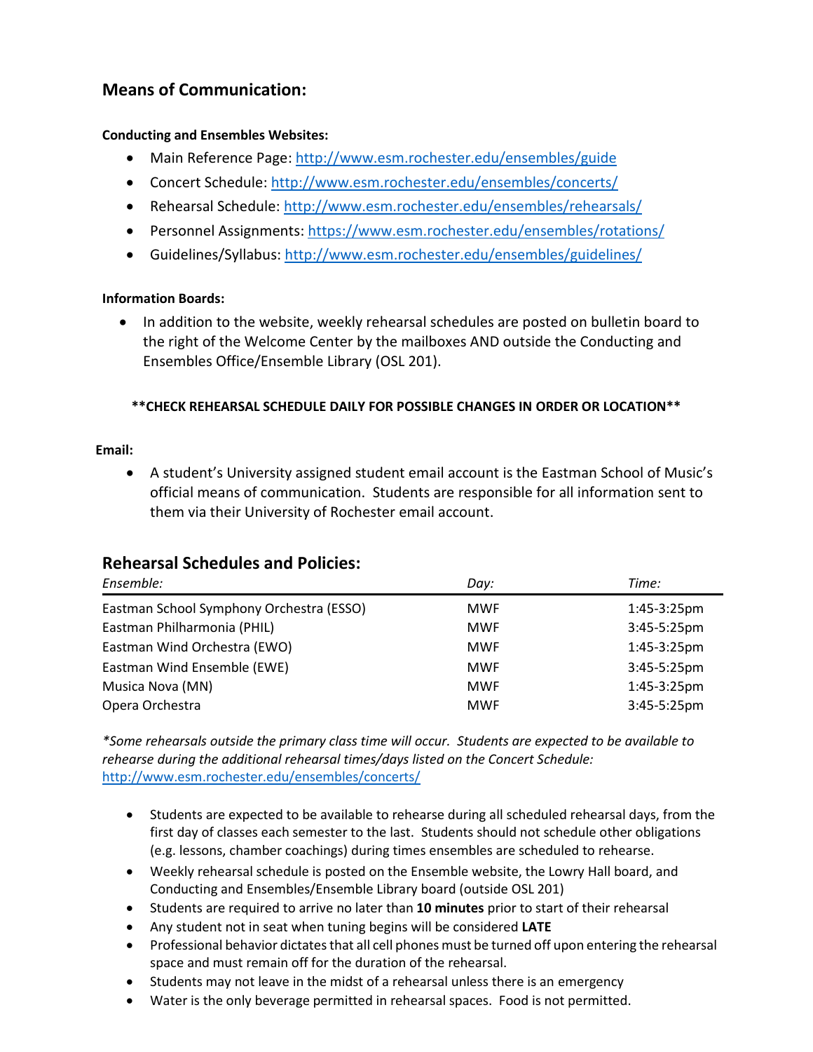## Means of Communication:

**Conducting and Ensembles Websites:**

- Main Reference Page: http://www.esm.rochester.edu/ensembles/guide
- Concert Schedule: http://www.esm.rochester.edu/ensembles/concerts/
- Rehearsal Schedule: http://www.esm.rochester.edu/ensembles/rehearsals/
- Personnel Assignments: https://www.esm.rochester.edu/ensembles/rotations/
- Guidelines/Syllabus: http://www.esm.rochester.edu/ensembles/guidelines/

**Information Boards:**

- In addition to the website, weekly rehearsal schedules are posted on bulletin board to the right of the Welcome Center by the mailboxes AND outside the Conducting and Ensembles Office/Ensemble Library (OSL 201).

**\*\*CHECK REHEARSAL SCHEDULE DAILY FOR POSSIBLE CHANGES IN ORDER OR LOCATION\*\***

**Email:**

- A student's University assigned student email account is the Eastman School of Music's official means of communication. Students are responsible for all information sent to them via their University of Rochester email account.

## Rehearsal Schedules and Policies:

| *Ensemble:* | *Day:* | *Time:* |
|---|---|---|
| Eastman School Symphony Orchestra (ESSO) | MWF | 1:45-3:25pm |
| Eastman Philharmonia (PHIL) | MWF | 3:45-5:25pm |
| Eastman Wind Orchestra (EWO) | MWF | 1:45-3:25pm |
| Eastman Wind Ensemble (EWE) | MWF | 3:45-5:25pm |
| Musica Nova (MN) | MWF | 1:45-3:25pm |
| Opera Orchestra | MWF | 3:45-5:25pm |

*\*Some rehearsals outside the primary class time will occur. Students are expected to be available to rehearse during the additional rehearsal times/days listed on the Concert Schedule:* http://www.esm.rochester.edu/ensembles/concerts/

- Students are expected to be available to rehearse during all scheduled rehearsal days, from the first day of classes each semester to the last. Students should not schedule other obligations (e.g. lessons, chamber coachings) during times ensembles are scheduled to rehearse.
- Weekly rehearsal schedule is posted on the Ensemble website, the Lowry Hall board, and Conducting and Ensembles/Ensemble Library board (outside OSL 201)
- Students are required to arrive no later than **10 minutes** prior to start of their rehearsal
- Any student not in seat when tuning begins will be considered **LATE**
- Professional behavior dictates that all cell phones must be turned off upon entering the rehearsal space and must remain off for the duration of the rehearsal.
- Students may not leave in the midst of a rehearsal unless there is an emergency
- Water is the only beverage permitted in rehearsal spaces. Food is not permitted.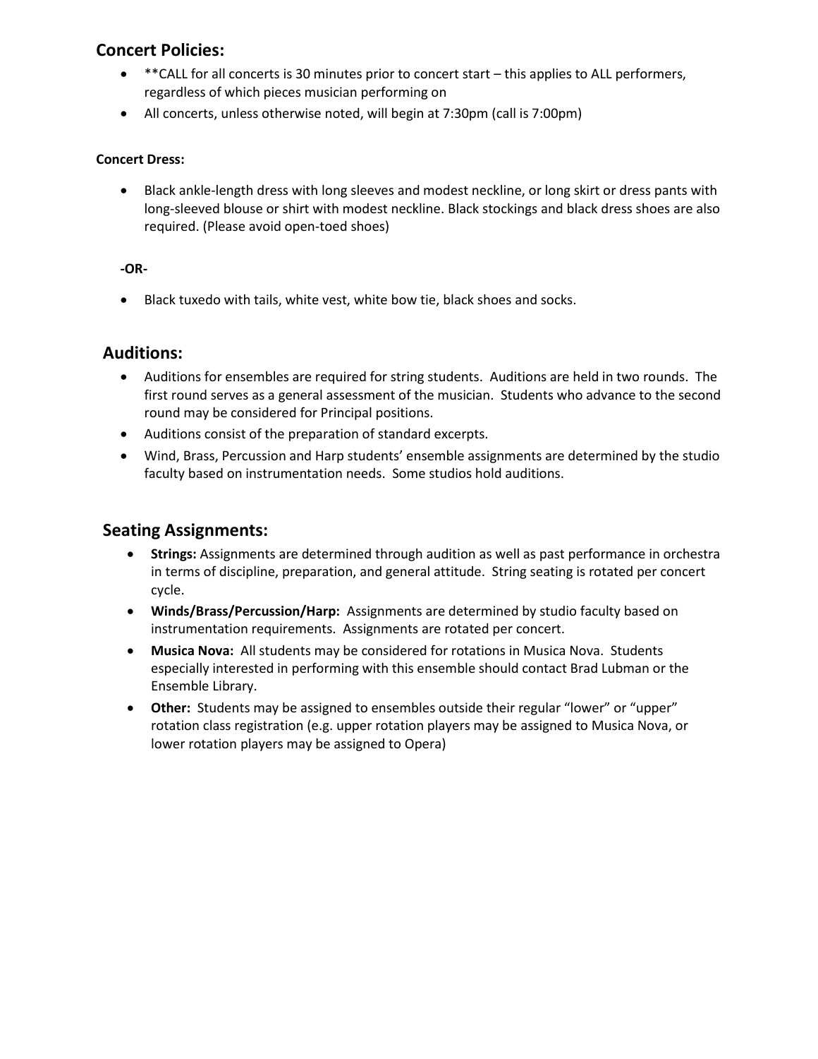## Concert Policies:

- **CALL for all concerts is 30 minutes prior to concert start – this applies to ALL performers, regardless of which pieces musician performing on
- All concerts, unless otherwise noted, will begin at 7:30pm (call is 7:00pm)

### Concert Dress:

- Black ankle-length dress with long sleeves and modest neckline, or long skirt or dress pants with long-sleeved blouse or shirt with modest neckline. Black stockings and black dress shoes are also required. (Please avoid open-toed shoes)

**-OR-**

- Black tuxedo with tails, white vest, white bow tie, black shoes and socks.

## Auditions:

- Auditions for ensembles are required for string students. Auditions are held in two rounds. The first round serves as a general assessment of the musician. Students who advance to the second round may be considered for Principal positions.
- Auditions consist of the preparation of standard excerpts.
- Wind, Brass, Percussion and Harp students' ensemble assignments are determined by the studio faculty based on instrumentation needs. Some studios hold auditions.

## Seating Assignments:

- **Strings:** Assignments are determined through audition as well as past performance in orchestra in terms of discipline, preparation, and general attitude. String seating is rotated per concert cycle.
- **Winds/Brass/Percussion/Harp:** Assignments are determined by studio faculty based on instrumentation requirements. Assignments are rotated per concert.
- **Musica Nova:** All students may be considered for rotations in Musica Nova. Students especially interested in performing with this ensemble should contact Brad Lubman or the Ensemble Library.
- **Other:** Students may be assigned to ensembles outside their regular "lower" or "upper" rotation class registration (e.g. upper rotation players may be assigned to Musica Nova, or lower rotation players may be assigned to Opera)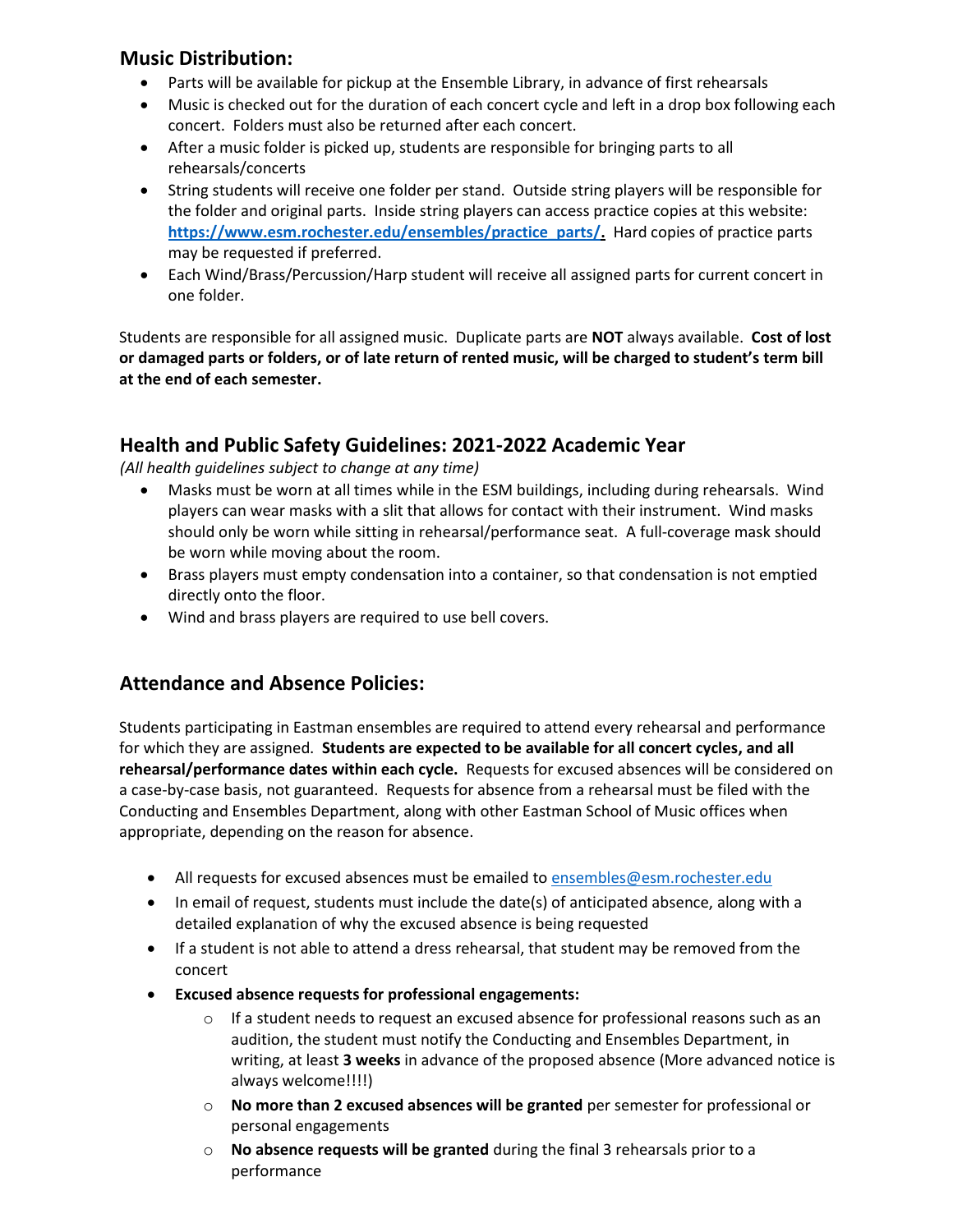## Music Distribution:

- Parts will be available for pickup at the Ensemble Library, in advance of first rehearsals
- Music is checked out for the duration of each concert cycle and left in a drop box following each concert. Folders must also be returned after each concert.
- After a music folder is picked up, students are responsible for bringing parts to all rehearsals/concerts
- String students will receive one folder per stand. Outside string players will be responsible for the folder and original parts. Inside string players can access practice copies at this website: **https://www.esm.rochester.edu/ensembles/practice_parts/.** Hard copies of practice parts may be requested if preferred.
- Each Wind/Brass/Percussion/Harp student will receive all assigned parts for current concert in one folder.

Students are responsible for all assigned music. Duplicate parts are **NOT** always available. **Cost of lost or damaged parts or folders, or of late return of rented music, will be charged to student's term bill at the end of each semester.**

## Health and Public Safety Guidelines: 2021-2022 Academic Year

*(All health guidelines subject to change at any time)*

- Masks must be worn at all times while in the ESM buildings, including during rehearsals. Wind players can wear masks with a slit that allows for contact with their instrument. Wind masks should only be worn while sitting in rehearsal/performance seat. A full-coverage mask should be worn while moving about the room.
- Brass players must empty condensation into a container, so that condensation is not emptied directly onto the floor.
- Wind and brass players are required to use bell covers.

## Attendance and Absence Policies:

Students participating in Eastman ensembles are required to attend every rehearsal and performance for which they are assigned. **Students are expected to be available for all concert cycles, and all rehearsal/performance dates within each cycle.** Requests for excused absences will be considered on a case-by-case basis, not guaranteed. Requests for absence from a rehearsal must be filed with the Conducting and Ensembles Department, along with other Eastman School of Music offices when appropriate, depending on the reason for absence.

- All requests for excused absences must be emailed to ensembles@esm.rochester.edu
- In email of request, students must include the date(s) of anticipated absence, along with a detailed explanation of why the excused absence is being requested
- If a student is not able to attend a dress rehearsal, that student may be removed from the concert
- **Excused absence requests for professional engagements:**
  - If a student needs to request an excused absence for professional reasons such as an audition, the student must notify the Conducting and Ensembles Department, in writing, at least **3 weeks** in advance of the proposed absence (More advanced notice is always welcome!!!!)
  - **No more than 2 excused absences will be granted** per semester for professional or personal engagements
  - **No absence requests will be granted** during the final 3 rehearsals prior to a performance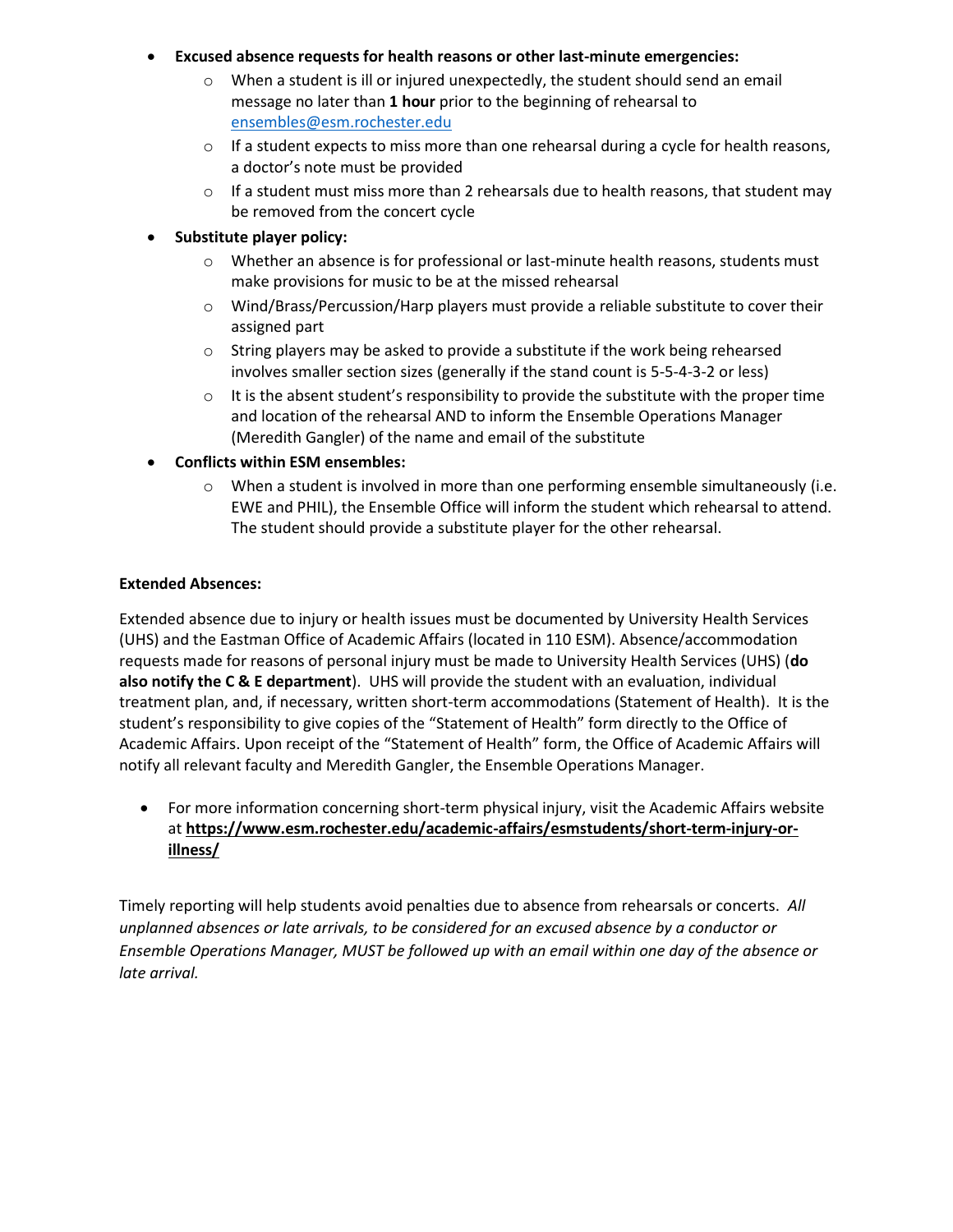- **Excused absence requests for health reasons or other last-minute emergencies:**
  - When a student is ill or injured unexpectedly, the student should send an email message no later than **1 hour** prior to the beginning of rehearsal to ensembles@esm.rochester.edu
  - If a student expects to miss more than one rehearsal during a cycle for health reasons, a doctor's note must be provided
  - If a student must miss more than 2 rehearsals due to health reasons, that student may be removed from the concert cycle
- **Substitute player policy:**
  - Whether an absence is for professional or last-minute health reasons, students must make provisions for music to be at the missed rehearsal
  - Wind/Brass/Percussion/Harp players must provide a reliable substitute to cover their assigned part
  - String players may be asked to provide a substitute if the work being rehearsed involves smaller section sizes (generally if the stand count is 5-5-4-3-2 or less)
  - It is the absent student's responsibility to provide the substitute with the proper time and location of the rehearsal AND to inform the Ensemble Operations Manager (Meredith Gangler) of the name and email of the substitute
- **Conflicts within ESM ensembles:**
  - When a student is involved in more than one performing ensemble simultaneously (i.e. EWE and PHIL), the Ensemble Office will inform the student which rehearsal to attend. The student should provide a substitute player for the other rehearsal.

**Extended Absences:**

Extended absence due to injury or health issues must be documented by University Health Services (UHS) and the Eastman Office of Academic Affairs (located in 110 ESM). Absence/accommodation requests made for reasons of personal injury must be made to University Health Services (UHS) (**do also notify the C & E department**). UHS will provide the student with an evaluation, individual treatment plan, and, if necessary, written short-term accommodations (Statement of Health). It is the student's responsibility to give copies of the "Statement of Health" form directly to the Office of Academic Affairs. Upon receipt of the "Statement of Health" form, the Office of Academic Affairs will notify all relevant faculty and Meredith Gangler, the Ensemble Operations Manager.

- For more information concerning short-term physical injury, visit the Academic Affairs website at **https://www.esm.rochester.edu/academic-affairs/esmstudents/short-term-injury-or-illness/**

Timely reporting will help students avoid penalties due to absence from rehearsals or concerts. *All unplanned absences or late arrivals, to be considered for an excused absence by a conductor or Ensemble Operations Manager, MUST be followed up with an email within one day of the absence or late arrival.*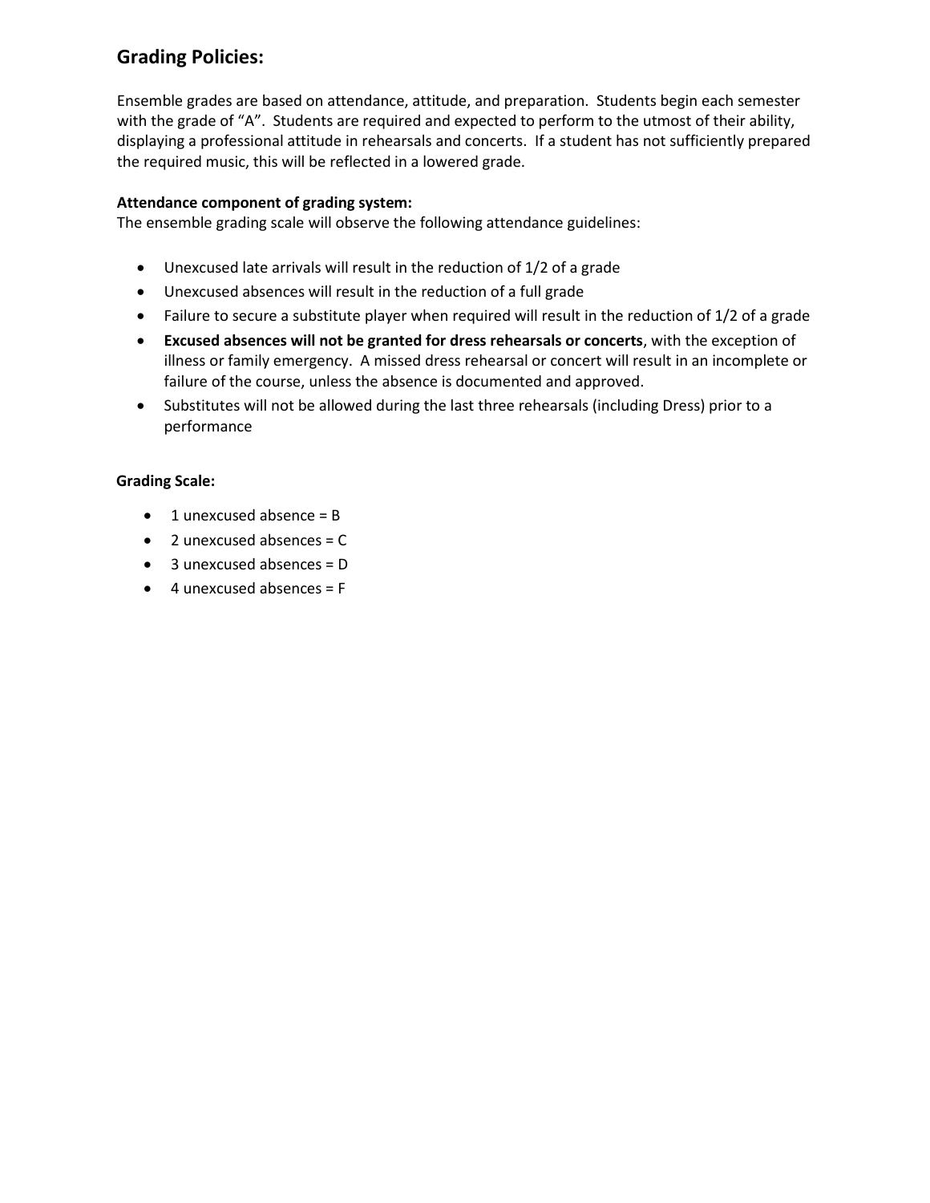## Grading Policies:

Ensemble grades are based on attendance, attitude, and preparation. Students begin each semester with the grade of "A". Students are required and expected to perform to the utmost of their ability, displaying a professional attitude in rehearsals and concerts. If a student has not sufficiently prepared the required music, this will be reflected in a lowered grade.

**Attendance component of grading system:**
The ensemble grading scale will observe the following attendance guidelines:

- Unexcused late arrivals will result in the reduction of 1/2 of a grade
- Unexcused absences will result in the reduction of a full grade
- Failure to secure a substitute player when required will result in the reduction of 1/2 of a grade
- **Excused absences will not be granted for dress rehearsals or concerts**, with the exception of illness or family emergency. A missed dress rehearsal or concert will result in an incomplete or failure of the course, unless the absence is documented and approved.
- Substitutes will not be allowed during the last three rehearsals (including Dress) prior to a performance

**Grading Scale:**

- 1 unexcused absence = B
- 2 unexcused absences = C
- 3 unexcused absences = D
- 4 unexcused absences = F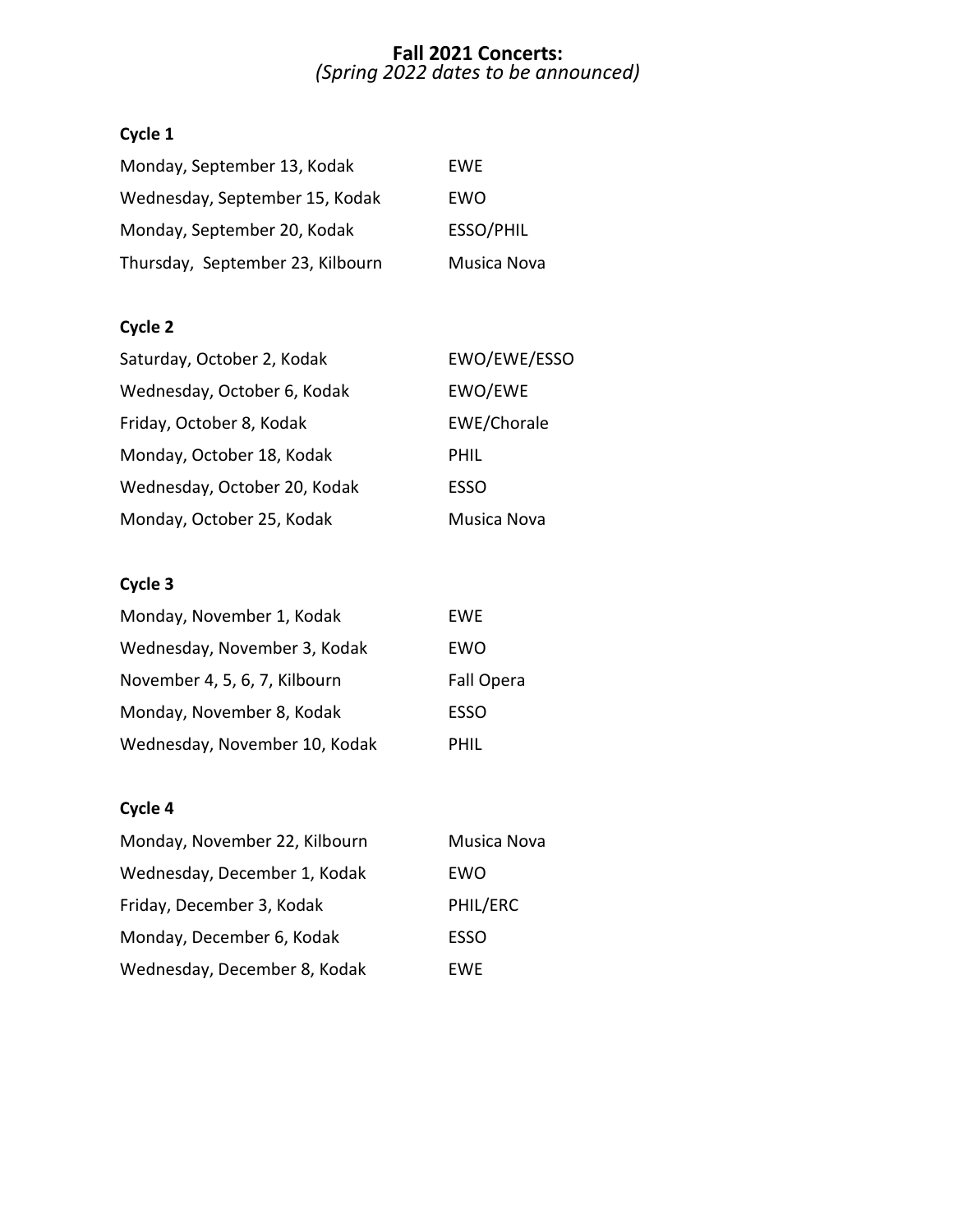# Fall 2021 Concerts:

*(Spring 2022 dates to be announced)*

### Cycle 1

| | |
|---|---|
| Monday, September 13, Kodak | EWE |
| Wednesday, September 15, Kodak | EWO |
| Monday, September 20, Kodak | ESSO/PHIL |
| Thursday, September 23, Kilbourn | Musica Nova |

### Cycle 2

| | |
|---|---|
| Saturday, October 2, Kodak | EWO/EWE/ESSO |
| Wednesday, October 6, Kodak | EWO/EWE |
| Friday, October 8, Kodak | EWE/Chorale |
| Monday, October 18, Kodak | PHIL |
| Wednesday, October 20, Kodak | ESSO |
| Monday, October 25, Kodak | Musica Nova |

### Cycle 3

| | |
|---|---|
| Monday, November 1, Kodak | EWE |
| Wednesday, November 3, Kodak | EWO |
| November 4, 5, 6, 7, Kilbourn | Fall Opera |
| Monday, November 8, Kodak | ESSO |
| Wednesday, November 10, Kodak | PHIL |

### Cycle 4

| | |
|---|---|
| Monday, November 22, Kilbourn | Musica Nova |
| Wednesday, December 1, Kodak | EWO |
| Friday, December 3, Kodak | PHIL/ERC |
| Monday, December 6, Kodak | ESSO |
| Wednesday, December 8, Kodak | EWE |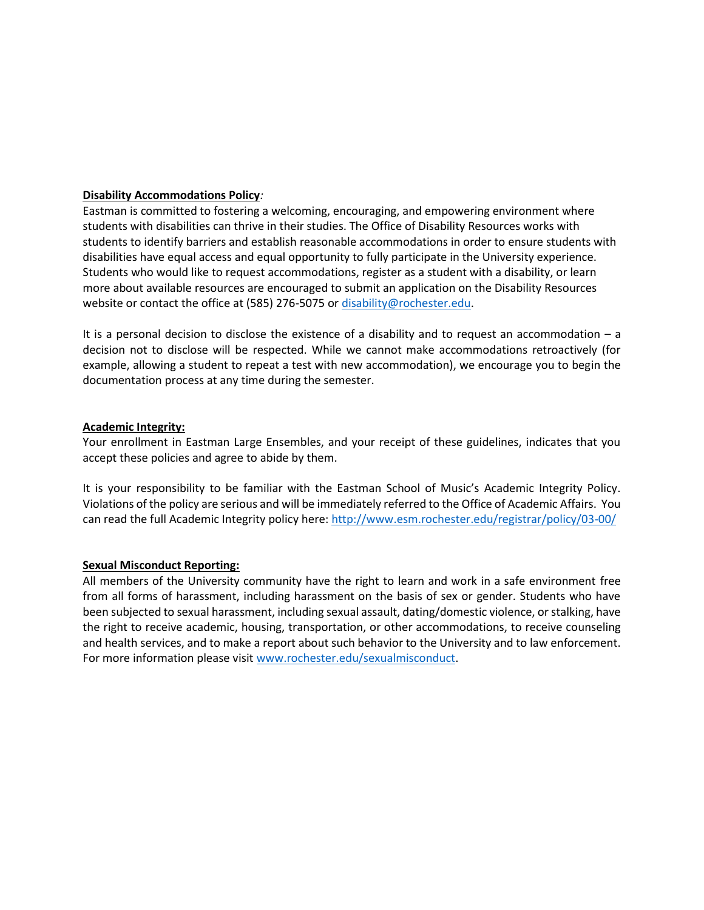**Disability Accommodations Policy***:*

Eastman is committed to fostering a welcoming, encouraging, and empowering environment where students with disabilities can thrive in their studies. The Office of Disability Resources works with students to identify barriers and establish reasonable accommodations in order to ensure students with disabilities have equal access and equal opportunity to fully participate in the University experience. Students who would like to request accommodations, register as a student with a disability, or learn more about available resources are encouraged to submit an application on the Disability Resources website or contact the office at (585) 276-5075 or [disability@rochester.edu](mailto:disability@rochester.edu).

It is a personal decision to disclose the existence of a disability and to request an accommodation – a decision not to disclose will be respected. While we cannot make accommodations retroactively (for example, allowing a student to repeat a test with new accommodation), we encourage you to begin the documentation process at any time during the semester.

**Academic Integrity:**

Your enrollment in Eastman Large Ensembles, and your receipt of these guidelines, indicates that you accept these policies and agree to abide by them.

It is your responsibility to be familiar with the Eastman School of Music's Academic Integrity Policy. Violations of the policy are serious and will be immediately referred to the Office of Academic Affairs. You can read the full Academic Integrity policy here: [http://www.esm.rochester.edu/registrar/policy/03-00/](http://www.esm.rochester.edu/registrar/policy/03-00/)

**Sexual Misconduct Reporting:**

All members of the University community have the right to learn and work in a safe environment free from all forms of harassment, including harassment on the basis of sex or gender. Students who have been subjected to sexual harassment, including sexual assault, dating/domestic violence, or stalking, have the right to receive academic, housing, transportation, or other accommodations, to receive counseling and health services, and to make a report about such behavior to the University and to law enforcement. For more information please visit [www.rochester.edu/sexualmisconduct](http://www.rochester.edu/sexualmisconduct).